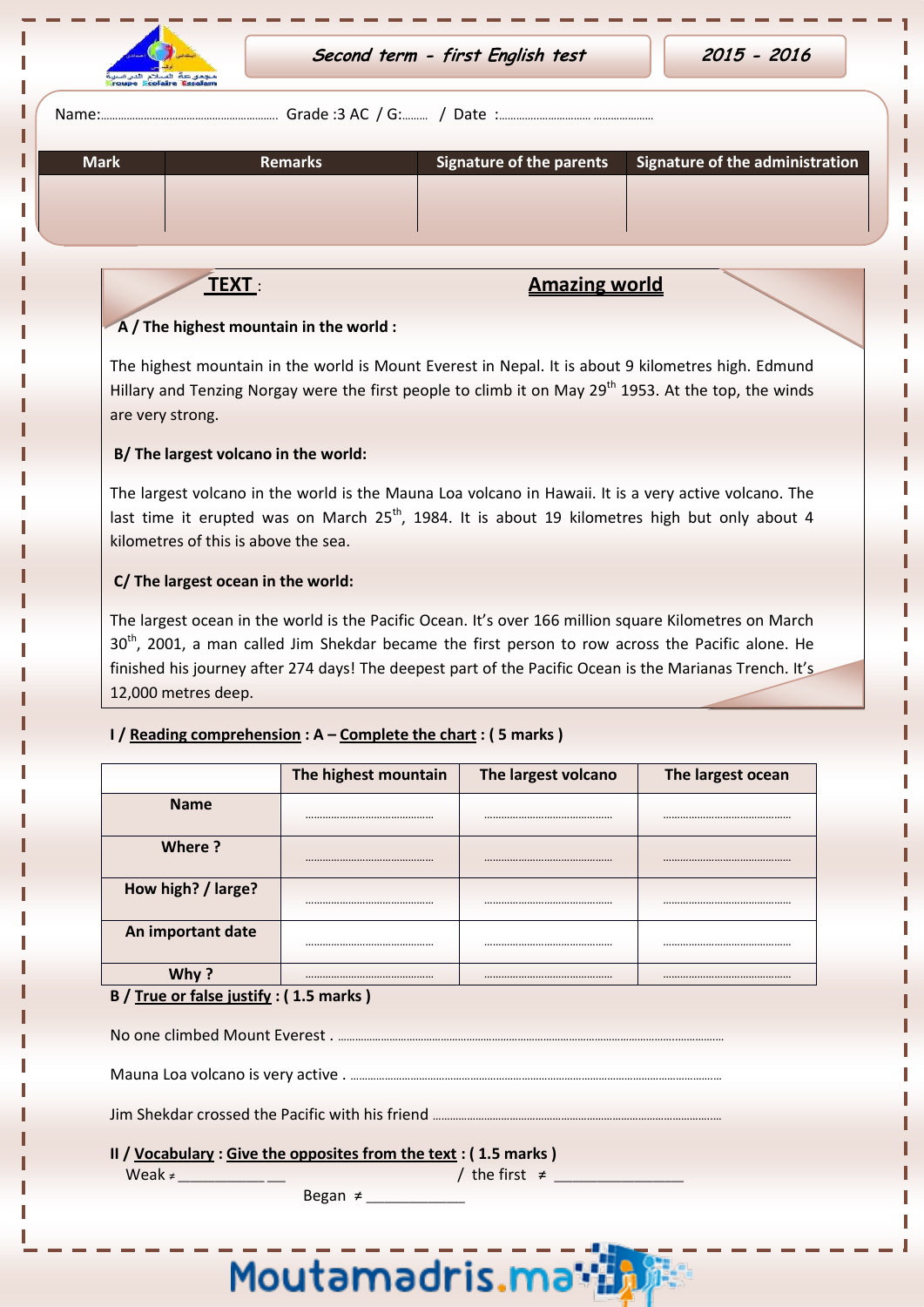Second term - first English test | 2015 - 2016

Name:……………………………………………… Grade :3 AC / G:……… / Date :……………………………… …………………

| Mark | Remarks | Signature of the parents | Signature of the administration |
|---|---|---|---|
| | | | |

**TEXT** : **Amazing world**

**A / The highest mountain in the world :**

The highest mountain in the world is Mount Everest in Nepal. It is about 9 kilometres high. Edmund Hillary and Tenzing Norgay were the first people to climb it on May 29th 1953. At the top, the winds are very strong.

**B/ The largest volcano in the world:**

The largest volcano in the world is the Mauna Loa volcano in Hawaii. It is a very active volcano. The last time it erupted was on March 25th, 1984. It is about 19 kilometres high but only about 4 kilometres of this is above the sea.

**C/ The largest ocean in the world:**

The largest ocean in the world is the Pacific Ocean. It's over 166 million square Kilometres on March 30th, 2001, a man called Jim Shekdar became the first person to row across the Pacific alone. He finished his journey after 274 days! The deepest part of the Pacific Ocean is the Marianas Trench. It's 12,000 metres deep.

**I / Reading comprehension : A – Complete the chart : ( 5 marks )**

| | The highest mountain | The largest volcano | The largest ocean |
|---|---|---|---|
| **Name** | ……………………………… | ……………………………… | ……………………………… |
| **Where ?** | ……………………………… | ……………………………… | ……………………………… |
| **How high? / large?** | ……………………………… | ……………………………… | ……………………………… |
| **An important date** | ……………………………… | ……………………………… | ……………………………… |
| **Why ?** | ……………………………… | ……………………………… | ……………………………… |

**B / True or false justify : ( 1.5 marks )**

No one climbed Mount Everest . ……………………………………………………………………………………………

Mauna Loa volcano is very active . ……………………………………………………………………………………………

Jim Shekdar crossed the Pacific with his friend ……………………………………………………………………………

**II / Vocabulary : Give the opposites from the text : ( 1.5 marks )**

Weak ≠ _____________ / the first ≠ ________________

Began ≠ ____________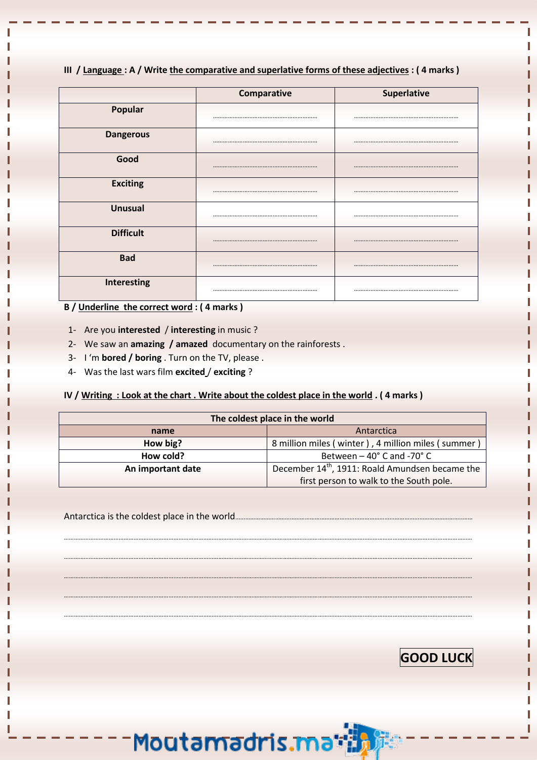**III / Language : A / Write the comparative and superlative forms of these adjectives : ( 4 marks )**

| | Comparative | Superlative |
|---|---|---|
| **Popular** | …………………………… | …………………………… |
| **Dangerous** | …………………………… | …………………………… |
| **Good** | …………………………… | …………………………… |
| **Exciting** | …………………………… | …………………………… |
| **Unusual** | …………………………… | …………………………… |
| **Difficult** | …………………………… | …………………………… |
| **Bad** | …………………………… | …………………………… |
| **Interesting** | …………………………… | …………………………… |

**B / Underline the correct word : ( 4 marks )**

1- Are you **interested** / **interesting** in music ?
2- We saw an **amazing** / **amazed** documentary on the rainforests .
3- I 'm **bored / boring** . Turn on the TV, please .
4- Was the last wars film **excited** / **exciting** ?

**IV / Writing : Look at the chart . Write about the coldest place in the world . ( 4 marks )**

| The coldest place in the world | |
|---|---|
| **name** | Antarctica |
| **How big?** | 8 million miles ( winter ) , 4 million miles ( summer ) |
| **How cold?** | Between – 40° C and -70° C |
| **An important date** | December 14th, 1911: Roald Amundsen became the first person to walk to the South pole. |

Antarctica is the coldest place in the world……………………………………………………………………

…………………………………………………………………………………………………………………………

…………………………………………………………………………………………………………………………

…………………………………………………………………………………………………………………………

…………………………………………………………………………………………………………………………

…………………………………………………………………………………………………………………………

**GOOD LUCK**